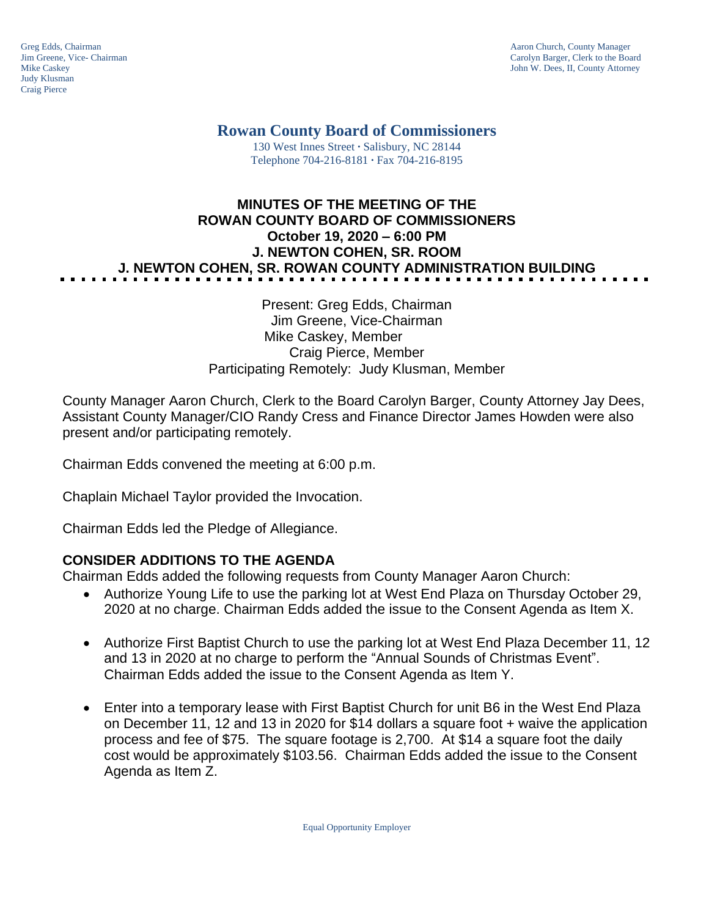Greg Edds, Chairman
Jim Greene, Vice- Chairman
Mike Caskey
Judy Klusman
Craig Pierce

Aaron Church, County Manager
Carolyn Barger, Clerk to the Board
John W. Dees, II, County Attorney

# Rowan County Board of Commissioners

130 West Innes Street · Salisbury, NC 28144
Telephone 704-216-8181 · Fax 704-216-8195

## MINUTES OF THE MEETING OF THE ROWAN COUNTY BOARD OF COMMISSIONERS
## October 19, 2020 – 6:00 PM
## J. NEWTON COHEN, SR. ROOM
## J. NEWTON COHEN, SR. ROWAN COUNTY ADMINISTRATION BUILDING

Present: Greg Edds, Chairman
Jim Greene, Vice-Chairman
Mike Caskey, Member
Craig Pierce, Member
Participating Remotely: Judy Klusman, Member

County Manager Aaron Church, Clerk to the Board Carolyn Barger, County Attorney Jay Dees, Assistant County Manager/CIO Randy Cress and Finance Director James Howden were also present and/or participating remotely.

Chairman Edds convened the meeting at 6:00 p.m.

Chaplain Michael Taylor provided the Invocation.

Chairman Edds led the Pledge of Allegiance.

**CONSIDER ADDITIONS TO THE AGENDA**

Chairman Edds added the following requests from County Manager Aaron Church:

- Authorize Young Life to use the parking lot at West End Plaza on Thursday October 29, 2020 at no charge. Chairman Edds added the issue to the Consent Agenda as Item X.
- Authorize First Baptist Church to use the parking lot at West End Plaza December 11, 12 and 13 in 2020 at no charge to perform the "Annual Sounds of Christmas Event". Chairman Edds added the issue to the Consent Agenda as Item Y.
- Enter into a temporary lease with First Baptist Church for unit B6 in the West End Plaza on December 11, 12 and 13 in 2020 for $14 dollars a square foot + waive the application process and fee of $75. The square footage is 2,700. At $14 a square foot the daily cost would be approximately $103.56. Chairman Edds added the issue to the Consent Agenda as Item Z.

Equal Opportunity Employer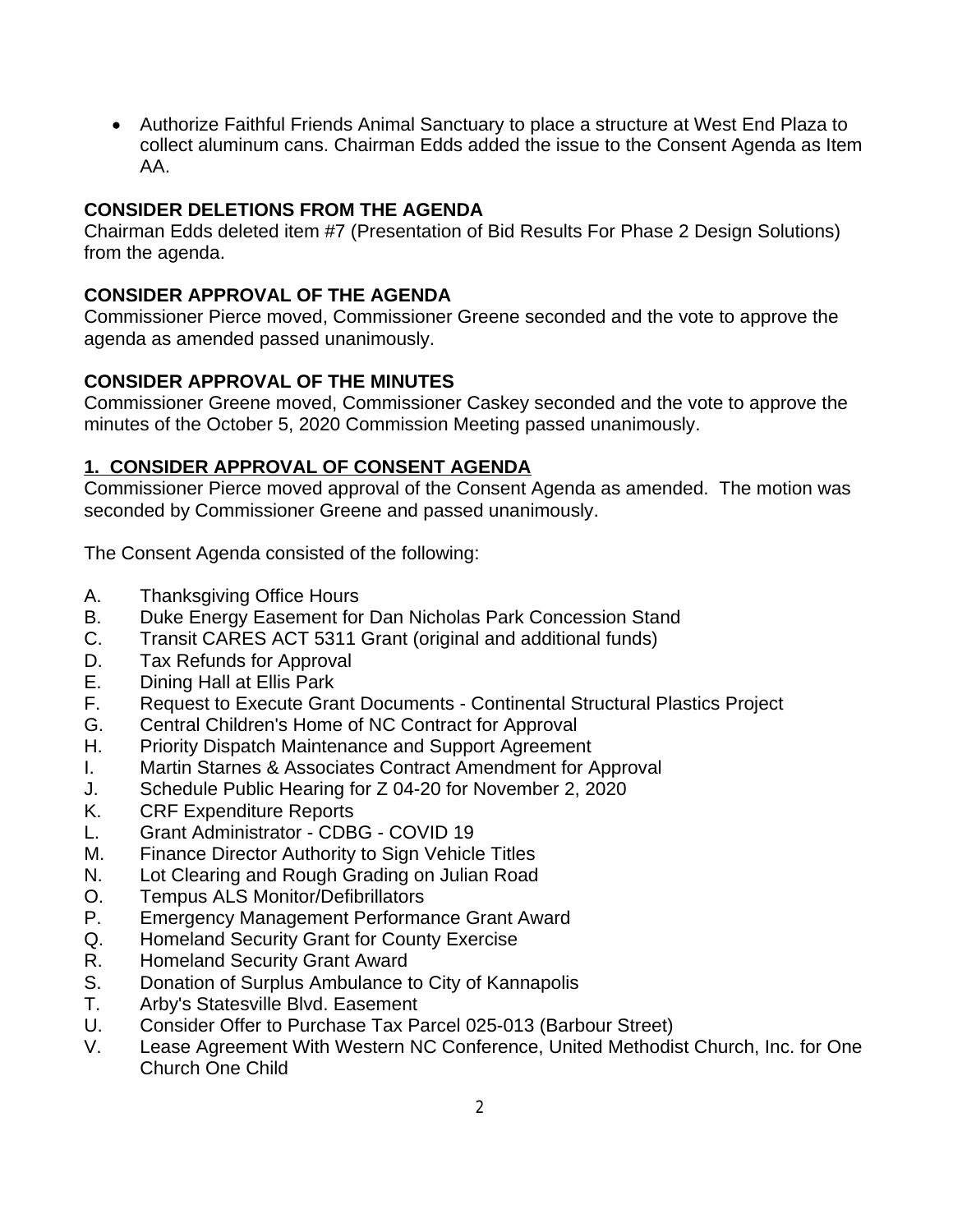- Authorize Faithful Friends Animal Sanctuary to place a structure at West End Plaza to collect aluminum cans. Chairman Edds added the issue to the Consent Agenda as Item AA.

**CONSIDER DELETIONS FROM THE AGENDA**

Chairman Edds deleted item #7 (Presentation of Bid Results For Phase 2 Design Solutions) from the agenda.

**CONSIDER APPROVAL OF THE AGENDA**

Commissioner Pierce moved, Commissioner Greene seconded and the vote to approve the agenda as amended passed unanimously.

**CONSIDER APPROVAL OF THE MINUTES**

Commissioner Greene moved, Commissioner Caskey seconded and the vote to approve the minutes of the October 5, 2020 Commission Meeting passed unanimously.

**1. CONSIDER APPROVAL OF CONSENT AGENDA**

Commissioner Pierce moved approval of the Consent Agenda as amended. The motion was seconded by Commissioner Greene and passed unanimously.

The Consent Agenda consisted of the following:

A. Thanksgiving Office Hours
B. Duke Energy Easement for Dan Nicholas Park Concession Stand
C. Transit CARES ACT 5311 Grant (original and additional funds)
D. Tax Refunds for Approval
E. Dining Hall at Ellis Park
F. Request to Execute Grant Documents - Continental Structural Plastics Project
G. Central Children's Home of NC Contract for Approval
H. Priority Dispatch Maintenance and Support Agreement
I. Martin Starnes & Associates Contract Amendment for Approval
J. Schedule Public Hearing for Z 04-20 for November 2, 2020
K. CRF Expenditure Reports
L. Grant Administrator - CDBG - COVID 19
M. Finance Director Authority to Sign Vehicle Titles
N. Lot Clearing and Rough Grading on Julian Road
O. Tempus ALS Monitor/Defibrillators
P. Emergency Management Performance Grant Award
Q. Homeland Security Grant for County Exercise
R. Homeland Security Grant Award
S. Donation of Surplus Ambulance to City of Kannapolis
T. Arby's Statesville Blvd. Easement
U. Consider Offer to Purchase Tax Parcel 025-013 (Barbour Street)
V. Lease Agreement With Western NC Conference, United Methodist Church, Inc. for One Church One Child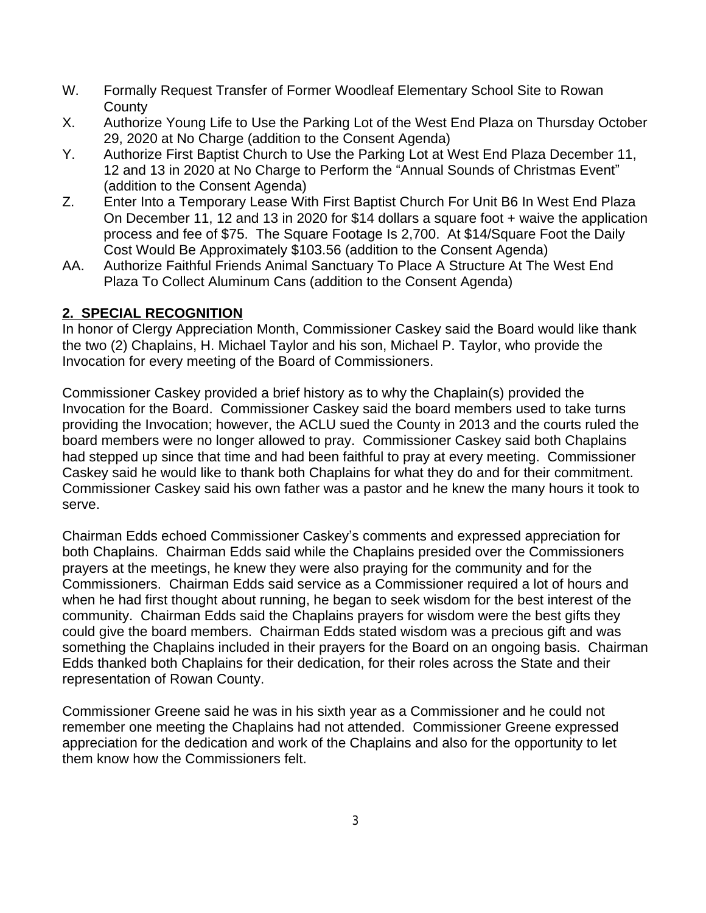W. Formally Request Transfer of Former Woodleaf Elementary School Site to Rowan County
X. Authorize Young Life to Use the Parking Lot of the West End Plaza on Thursday October 29, 2020 at No Charge (addition to the Consent Agenda)
Y. Authorize First Baptist Church to Use the Parking Lot at West End Plaza December 11, 12 and 13 in 2020 at No Charge to Perform the "Annual Sounds of Christmas Event" (addition to the Consent Agenda)
Z. Enter Into a Temporary Lease With First Baptist Church For Unit B6 In West End Plaza On December 11, 12 and 13 in 2020 for $14 dollars a square foot + waive the application process and fee of $75. The Square Footage Is 2,700. At $14/Square Foot the Daily Cost Would Be Approximately $103.56 (addition to the Consent Agenda)
AA. Authorize Faithful Friends Animal Sanctuary To Place A Structure At The West End Plaza To Collect Aluminum Cans (addition to the Consent Agenda)

## 2. SPECIAL RECOGNITION

In honor of Clergy Appreciation Month, Commissioner Caskey said the Board would like thank the two (2) Chaplains, H. Michael Taylor and his son, Michael P. Taylor, who provide the Invocation for every meeting of the Board of Commissioners.

Commissioner Caskey provided a brief history as to why the Chaplain(s) provided the Invocation for the Board. Commissioner Caskey said the board members used to take turns providing the Invocation; however, the ACLU sued the County in 2013 and the courts ruled the board members were no longer allowed to pray. Commissioner Caskey said both Chaplains had stepped up since that time and had been faithful to pray at every meeting. Commissioner Caskey said he would like to thank both Chaplains for what they do and for their commitment. Commissioner Caskey said his own father was a pastor and he knew the many hours it took to serve.

Chairman Edds echoed Commissioner Caskey's comments and expressed appreciation for both Chaplains. Chairman Edds said while the Chaplains presided over the Commissioners prayers at the meetings, he knew they were also praying for the community and for the Commissioners. Chairman Edds said service as a Commissioner required a lot of hours and when he had first thought about running, he began to seek wisdom for the best interest of the community. Chairman Edds said the Chaplains prayers for wisdom were the best gifts they could give the board members. Chairman Edds stated wisdom was a precious gift and was something the Chaplains included in their prayers for the Board on an ongoing basis. Chairman Edds thanked both Chaplains for their dedication, for their roles across the State and their representation of Rowan County.

Commissioner Greene said he was in his sixth year as a Commissioner and he could not remember one meeting the Chaplains had not attended. Commissioner Greene expressed appreciation for the dedication and work of the Chaplains and also for the opportunity to let them know how the Commissioners felt.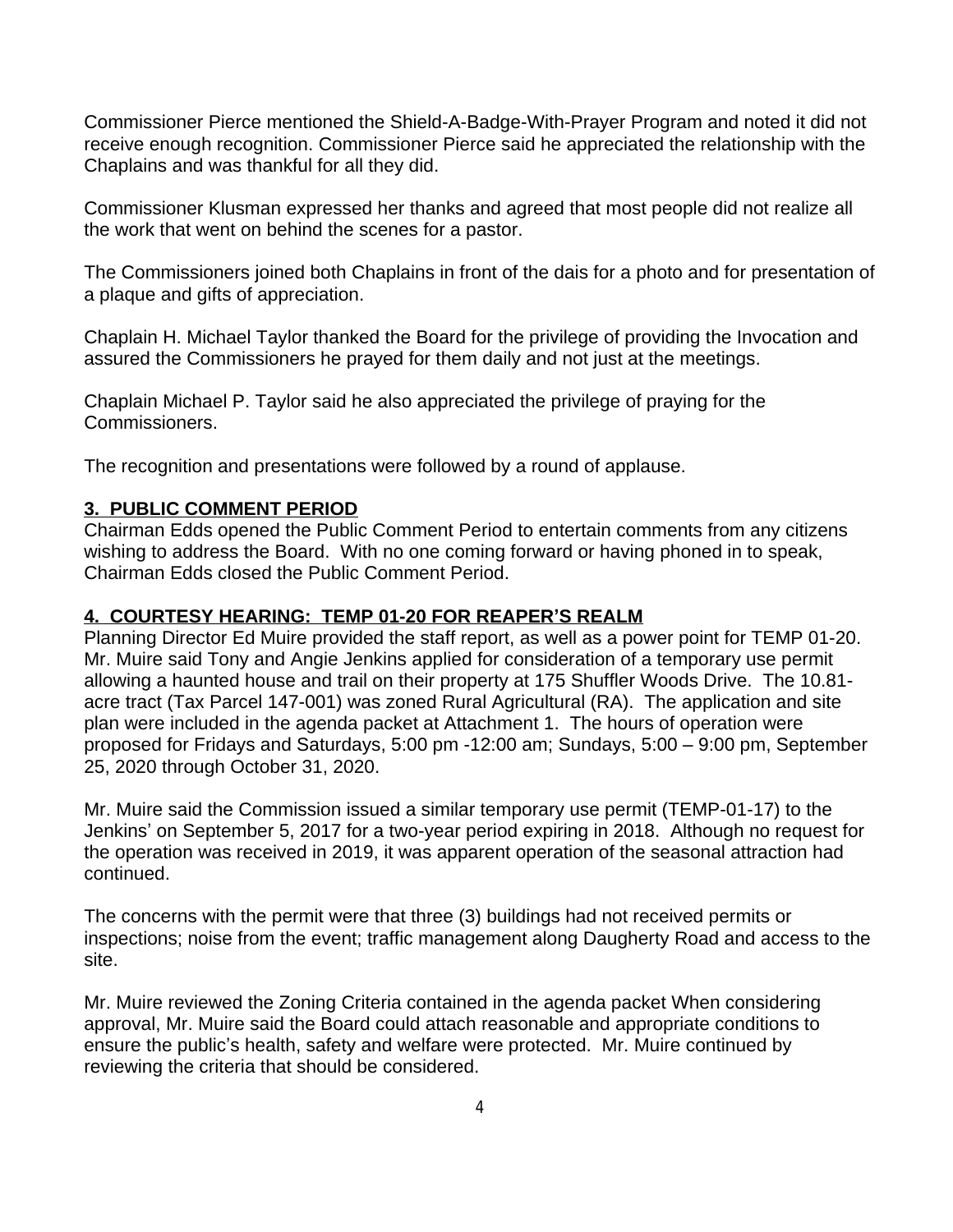Commissioner Pierce mentioned the Shield-A-Badge-With-Prayer Program and noted it did not receive enough recognition. Commissioner Pierce said he appreciated the relationship with the Chaplains and was thankful for all they did.

Commissioner Klusman expressed her thanks and agreed that most people did not realize all the work that went on behind the scenes for a pastor.

The Commissioners joined both Chaplains in front of the dais for a photo and for presentation of a plaque and gifts of appreciation.

Chaplain H. Michael Taylor thanked the Board for the privilege of providing the Invocation and assured the Commissioners he prayed for them daily and not just at the meetings.

Chaplain Michael P. Taylor said he also appreciated the privilege of praying for the Commissioners.

The recognition and presentations were followed by a round of applause.

## 3. PUBLIC COMMENT PERIOD

Chairman Edds opened the Public Comment Period to entertain comments from any citizens wishing to address the Board. With no one coming forward or having phoned in to speak, Chairman Edds closed the Public Comment Period.

## 4. COURTESY HEARING: TEMP 01-20 FOR REAPER'S REALM

Planning Director Ed Muire provided the staff report, as well as a power point for TEMP 01-20. Mr. Muire said Tony and Angie Jenkins applied for consideration of a temporary use permit allowing a haunted house and trail on their property at 175 Shuffler Woods Drive. The 10.81-acre tract (Tax Parcel 147-001) was zoned Rural Agricultural (RA). The application and site plan were included in the agenda packet at Attachment 1. The hours of operation were proposed for Fridays and Saturdays, 5:00 pm -12:00 am; Sundays, 5:00 – 9:00 pm, September 25, 2020 through October 31, 2020.

Mr. Muire said the Commission issued a similar temporary use permit (TEMP-01-17) to the Jenkins' on September 5, 2017 for a two-year period expiring in 2018. Although no request for the operation was received in 2019, it was apparent operation of the seasonal attraction had continued.

The concerns with the permit were that three (3) buildings had not received permits or inspections; noise from the event; traffic management along Daugherty Road and access to the site.

Mr. Muire reviewed the Zoning Criteria contained in the agenda packet When considering approval, Mr. Muire said the Board could attach reasonable and appropriate conditions to ensure the public's health, safety and welfare were protected. Mr. Muire continued by reviewing the criteria that should be considered.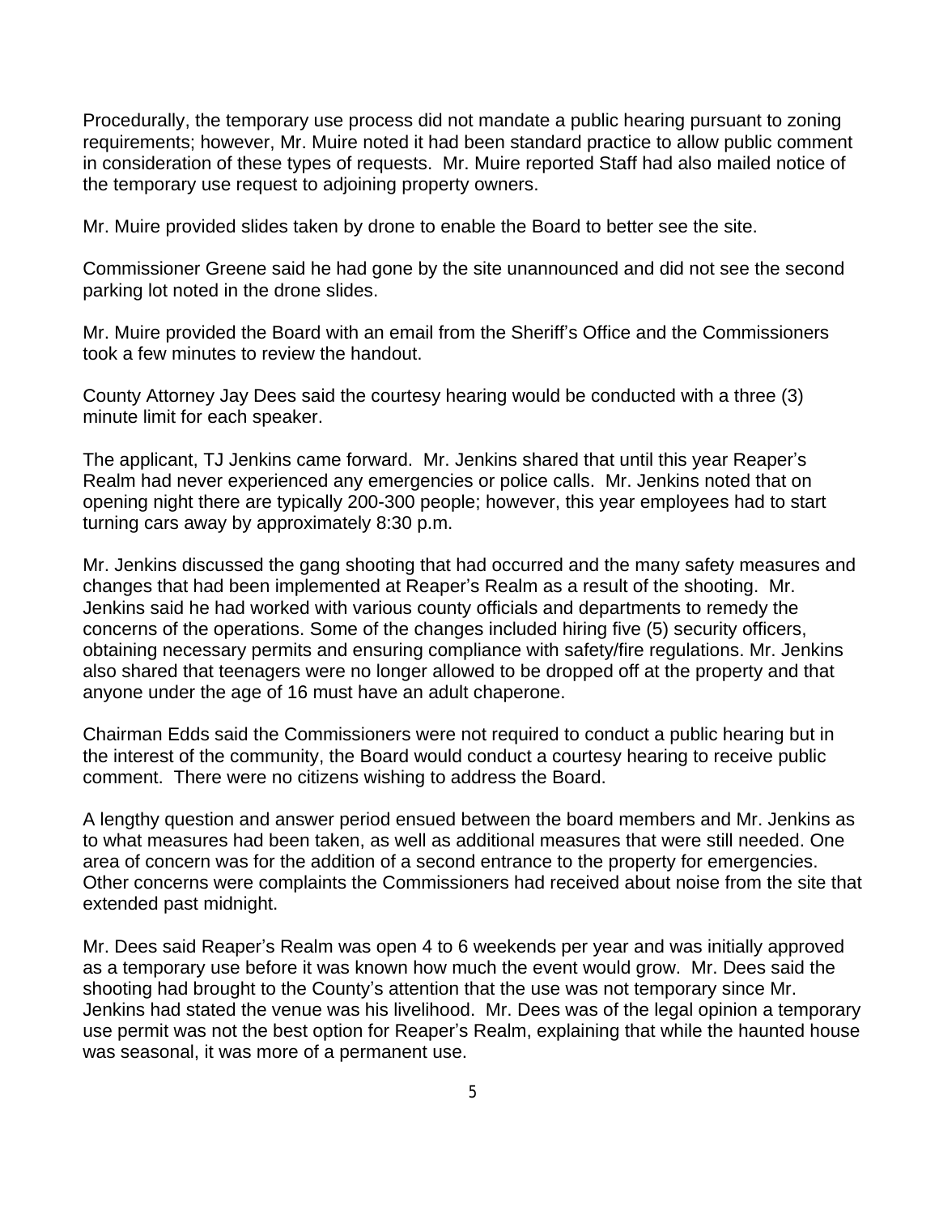Procedurally, the temporary use process did not mandate a public hearing pursuant to zoning requirements; however, Mr. Muire noted it had been standard practice to allow public comment in consideration of these types of requests. Mr. Muire reported Staff had also mailed notice of the temporary use request to adjoining property owners.

Mr. Muire provided slides taken by drone to enable the Board to better see the site.

Commissioner Greene said he had gone by the site unannounced and did not see the second parking lot noted in the drone slides.

Mr. Muire provided the Board with an email from the Sheriff's Office and the Commissioners took a few minutes to review the handout.

County Attorney Jay Dees said the courtesy hearing would be conducted with a three (3) minute limit for each speaker.

The applicant, TJ Jenkins came forward. Mr. Jenkins shared that until this year Reaper's Realm had never experienced any emergencies or police calls. Mr. Jenkins noted that on opening night there are typically 200-300 people; however, this year employees had to start turning cars away by approximately 8:30 p.m.

Mr. Jenkins discussed the gang shooting that had occurred and the many safety measures and changes that had been implemented at Reaper's Realm as a result of the shooting. Mr. Jenkins said he had worked with various county officials and departments to remedy the concerns of the operations. Some of the changes included hiring five (5) security officers, obtaining necessary permits and ensuring compliance with safety/fire regulations. Mr. Jenkins also shared that teenagers were no longer allowed to be dropped off at the property and that anyone under the age of 16 must have an adult chaperone.

Chairman Edds said the Commissioners were not required to conduct a public hearing but in the interest of the community, the Board would conduct a courtesy hearing to receive public comment. There were no citizens wishing to address the Board.

A lengthy question and answer period ensued between the board members and Mr. Jenkins as to what measures had been taken, as well as additional measures that were still needed. One area of concern was for the addition of a second entrance to the property for emergencies. Other concerns were complaints the Commissioners had received about noise from the site that extended past midnight.

Mr. Dees said Reaper's Realm was open 4 to 6 weekends per year and was initially approved as a temporary use before it was known how much the event would grow. Mr. Dees said the shooting had brought to the County's attention that the use was not temporary since Mr. Jenkins had stated the venue was his livelihood. Mr. Dees was of the legal opinion a temporary use permit was not the best option for Reaper's Realm, explaining that while the haunted house was seasonal, it was more of a permanent use.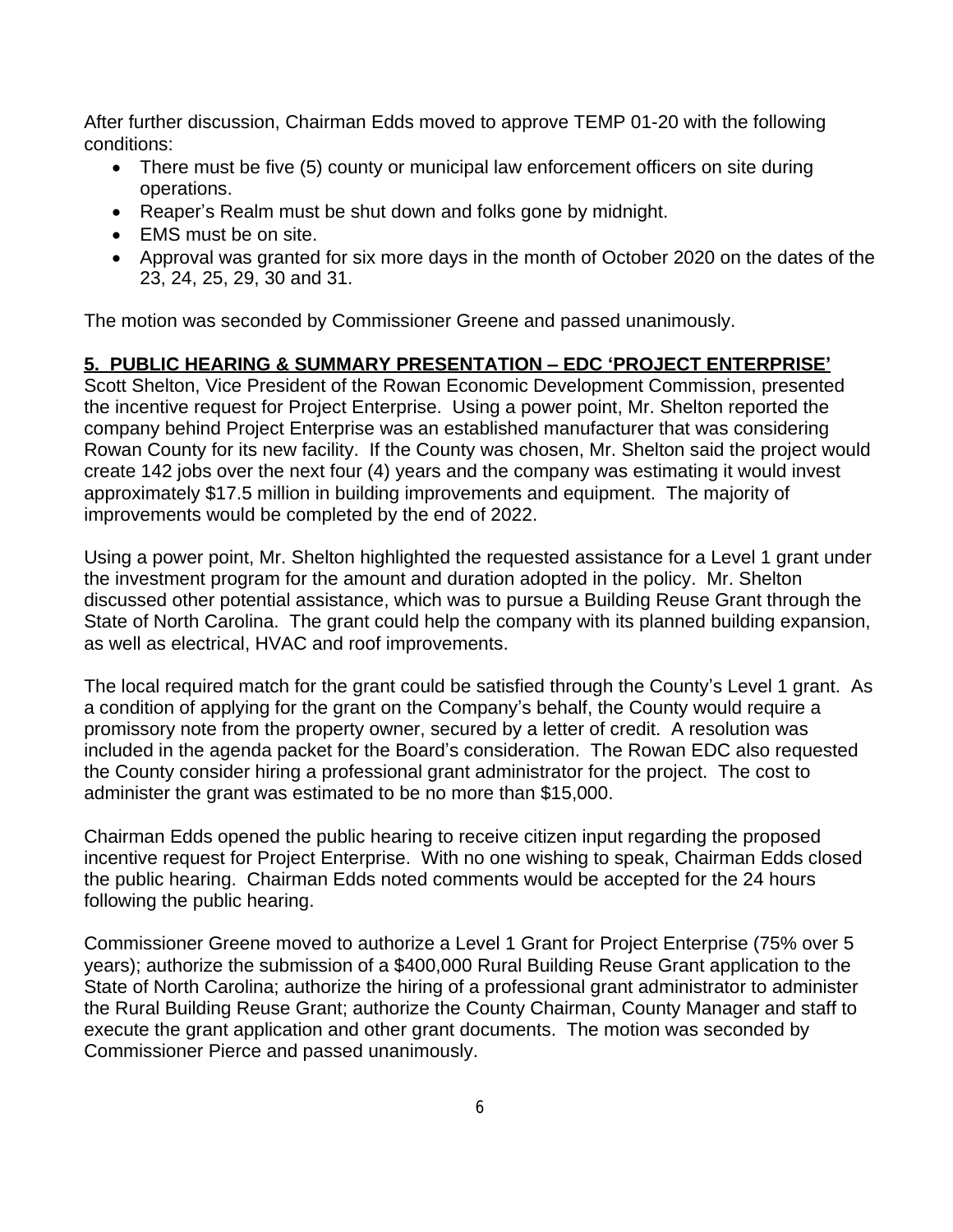After further discussion, Chairman Edds moved to approve TEMP 01-20 with the following conditions:

- There must be five (5) county or municipal law enforcement officers on site during operations.
- Reaper's Realm must be shut down and folks gone by midnight.
- EMS must be on site.
- Approval was granted for six more days in the month of October 2020 on the dates of the 23, 24, 25, 29, 30 and 31.

The motion was seconded by Commissioner Greene and passed unanimously.

## 5. PUBLIC HEARING & SUMMARY PRESENTATION – EDC 'PROJECT ENTERPRISE'

Scott Shelton, Vice President of the Rowan Economic Development Commission, presented the incentive request for Project Enterprise. Using a power point, Mr. Shelton reported the company behind Project Enterprise was an established manufacturer that was considering Rowan County for its new facility. If the County was chosen, Mr. Shelton said the project would create 142 jobs over the next four (4) years and the company was estimating it would invest approximately $17.5 million in building improvements and equipment. The majority of improvements would be completed by the end of 2022.

Using a power point, Mr. Shelton highlighted the requested assistance for a Level 1 grant under the investment program for the amount and duration adopted in the policy. Mr. Shelton discussed other potential assistance, which was to pursue a Building Reuse Grant through the State of North Carolina. The grant could help the company with its planned building expansion, as well as electrical, HVAC and roof improvements.

The local required match for the grant could be satisfied through the County's Level 1 grant. As a condition of applying for the grant on the Company's behalf, the County would require a promissory note from the property owner, secured by a letter of credit. A resolution was included in the agenda packet for the Board's consideration. The Rowan EDC also requested the County consider hiring a professional grant administrator for the project. The cost to administer the grant was estimated to be no more than $15,000.

Chairman Edds opened the public hearing to receive citizen input regarding the proposed incentive request for Project Enterprise. With no one wishing to speak, Chairman Edds closed the public hearing. Chairman Edds noted comments would be accepted for the 24 hours following the public hearing.

Commissioner Greene moved to authorize a Level 1 Grant for Project Enterprise (75% over 5 years); authorize the submission of a $400,000 Rural Building Reuse Grant application to the State of North Carolina; authorize the hiring of a professional grant administrator to administer the Rural Building Reuse Grant; authorize the County Chairman, County Manager and staff to execute the grant application and other grant documents. The motion was seconded by Commissioner Pierce and passed unanimously.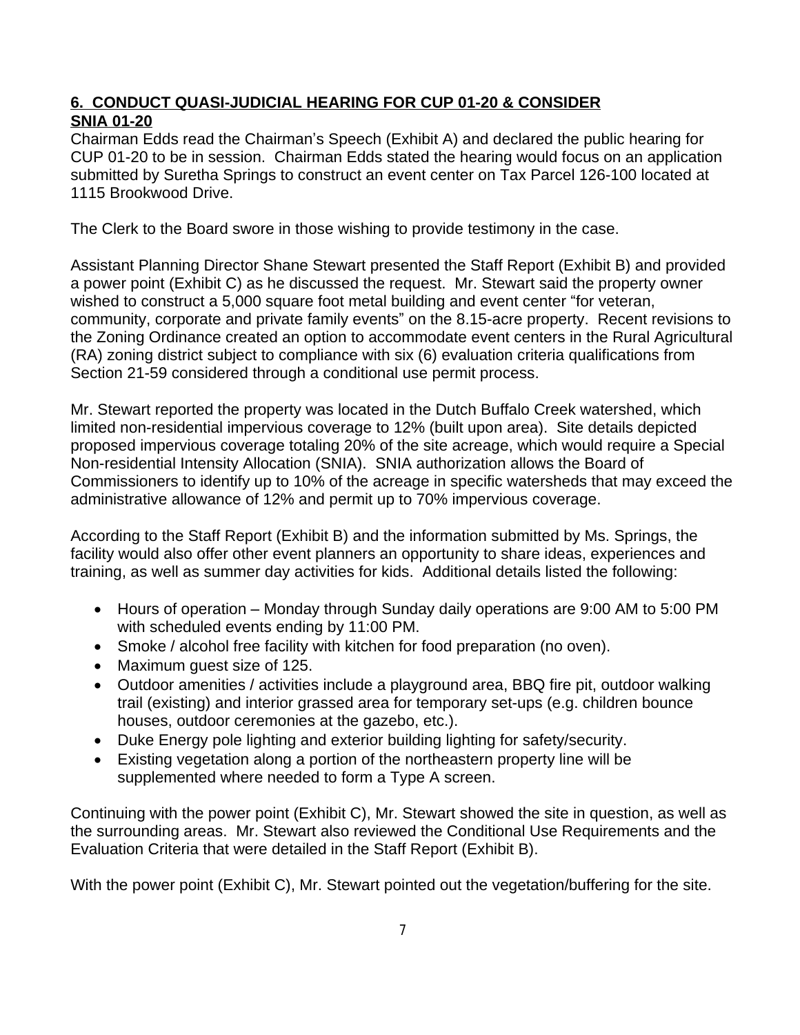## **6. CONDUCT QUASI-JUDICIAL HEARING FOR CUP 01-20 & CONSIDER SNIA 01-20**

Chairman Edds read the Chairman's Speech (Exhibit A) and declared the public hearing for CUP 01-20 to be in session. Chairman Edds stated the hearing would focus on an application submitted by Suretha Springs to construct an event center on Tax Parcel 126-100 located at 1115 Brookwood Drive.

The Clerk to the Board swore in those wishing to provide testimony in the case.

Assistant Planning Director Shane Stewart presented the Staff Report (Exhibit B) and provided a power point (Exhibit C) as he discussed the request. Mr. Stewart said the property owner wished to construct a 5,000 square foot metal building and event center "for veteran, community, corporate and private family events" on the 8.15-acre property. Recent revisions to the Zoning Ordinance created an option to accommodate event centers in the Rural Agricultural (RA) zoning district subject to compliance with six (6) evaluation criteria qualifications from Section 21-59 considered through a conditional use permit process.

Mr. Stewart reported the property was located in the Dutch Buffalo Creek watershed, which limited non-residential impervious coverage to 12% (built upon area). Site details depicted proposed impervious coverage totaling 20% of the site acreage, which would require a Special Non-residential Intensity Allocation (SNIA). SNIA authorization allows the Board of Commissioners to identify up to 10% of the acreage in specific watersheds that may exceed the administrative allowance of 12% and permit up to 70% impervious coverage.

According to the Staff Report (Exhibit B) and the information submitted by Ms. Springs, the facility would also offer other event planners an opportunity to share ideas, experiences and training, as well as summer day activities for kids. Additional details listed the following:

- Hours of operation – Monday through Sunday daily operations are 9:00 AM to 5:00 PM with scheduled events ending by 11:00 PM.
- Smoke / alcohol free facility with kitchen for food preparation (no oven).
- Maximum guest size of 125.
- Outdoor amenities / activities include a playground area, BBQ fire pit, outdoor walking trail (existing) and interior grassed area for temporary set-ups (e.g. children bounce houses, outdoor ceremonies at the gazebo, etc.).
- Duke Energy pole lighting and exterior building lighting for safety/security.
- Existing vegetation along a portion of the northeastern property line will be supplemented where needed to form a Type A screen.

Continuing with the power point (Exhibit C), Mr. Stewart showed the site in question, as well as the surrounding areas. Mr. Stewart also reviewed the Conditional Use Requirements and the Evaluation Criteria that were detailed in the Staff Report (Exhibit B).

With the power point (Exhibit C), Mr. Stewart pointed out the vegetation/buffering for the site.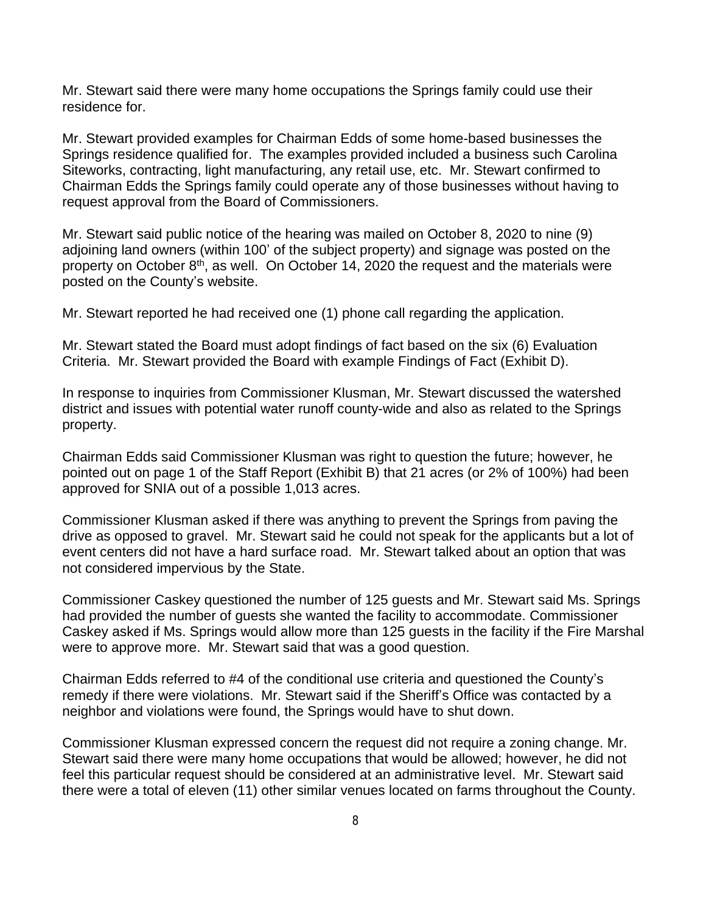Mr. Stewart said there were many home occupations the Springs family could use their residence for.

Mr. Stewart provided examples for Chairman Edds of some home-based businesses the Springs residence qualified for. The examples provided included a business such Carolina Siteworks, contracting, light manufacturing, any retail use, etc. Mr. Stewart confirmed to Chairman Edds the Springs family could operate any of those businesses without having to request approval from the Board of Commissioners.

Mr. Stewart said public notice of the hearing was mailed on October 8, 2020 to nine (9) adjoining land owners (within 100' of the subject property) and signage was posted on the property on October 8th, as well. On October 14, 2020 the request and the materials were posted on the County's website.

Mr. Stewart reported he had received one (1) phone call regarding the application.

Mr. Stewart stated the Board must adopt findings of fact based on the six (6) Evaluation Criteria. Mr. Stewart provided the Board with example Findings of Fact (Exhibit D).

In response to inquiries from Commissioner Klusman, Mr. Stewart discussed the watershed district and issues with potential water runoff county-wide and also as related to the Springs property.

Chairman Edds said Commissioner Klusman was right to question the future; however, he pointed out on page 1 of the Staff Report (Exhibit B) that 21 acres (or 2% of 100%) had been approved for SNIA out of a possible 1,013 acres.

Commissioner Klusman asked if there was anything to prevent the Springs from paving the drive as opposed to gravel. Mr. Stewart said he could not speak for the applicants but a lot of event centers did not have a hard surface road. Mr. Stewart talked about an option that was not considered impervious by the State.

Commissioner Caskey questioned the number of 125 guests and Mr. Stewart said Ms. Springs had provided the number of guests she wanted the facility to accommodate. Commissioner Caskey asked if Ms. Springs would allow more than 125 guests in the facility if the Fire Marshal were to approve more. Mr. Stewart said that was a good question.

Chairman Edds referred to #4 of the conditional use criteria and questioned the County's remedy if there were violations. Mr. Stewart said if the Sheriff's Office was contacted by a neighbor and violations were found, the Springs would have to shut down.

Commissioner Klusman expressed concern the request did not require a zoning change. Mr. Stewart said there were many home occupations that would be allowed; however, he did not feel this particular request should be considered at an administrative level. Mr. Stewart said there were a total of eleven (11) other similar venues located on farms throughout the County.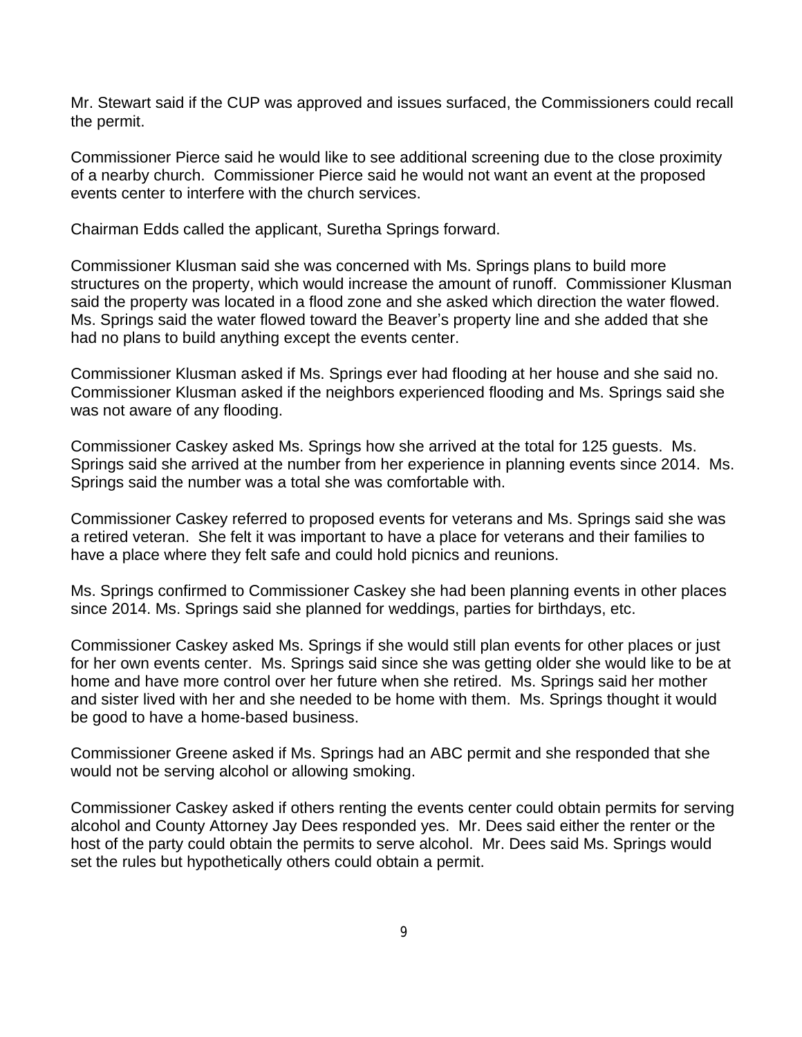Mr. Stewart said if the CUP was approved and issues surfaced, the Commissioners could recall the permit.

Commissioner Pierce said he would like to see additional screening due to the close proximity of a nearby church. Commissioner Pierce said he would not want an event at the proposed events center to interfere with the church services.

Chairman Edds called the applicant, Suretha Springs forward.

Commissioner Klusman said she was concerned with Ms. Springs plans to build more structures on the property, which would increase the amount of runoff. Commissioner Klusman said the property was located in a flood zone and she asked which direction the water flowed. Ms. Springs said the water flowed toward the Beaver's property line and she added that she had no plans to build anything except the events center.

Commissioner Klusman asked if Ms. Springs ever had flooding at her house and she said no. Commissioner Klusman asked if the neighbors experienced flooding and Ms. Springs said she was not aware of any flooding.

Commissioner Caskey asked Ms. Springs how she arrived at the total for 125 guests. Ms. Springs said she arrived at the number from her experience in planning events since 2014. Ms. Springs said the number was a total she was comfortable with.

Commissioner Caskey referred to proposed events for veterans and Ms. Springs said she was a retired veteran. She felt it was important to have a place for veterans and their families to have a place where they felt safe and could hold picnics and reunions.

Ms. Springs confirmed to Commissioner Caskey she had been planning events in other places since 2014. Ms. Springs said she planned for weddings, parties for birthdays, etc.

Commissioner Caskey asked Ms. Springs if she would still plan events for other places or just for her own events center. Ms. Springs said since she was getting older she would like to be at home and have more control over her future when she retired. Ms. Springs said her mother and sister lived with her and she needed to be home with them. Ms. Springs thought it would be good to have a home-based business.

Commissioner Greene asked if Ms. Springs had an ABC permit and she responded that she would not be serving alcohol or allowing smoking.

Commissioner Caskey asked if others renting the events center could obtain permits for serving alcohol and County Attorney Jay Dees responded yes. Mr. Dees said either the renter or the host of the party could obtain the permits to serve alcohol. Mr. Dees said Ms. Springs would set the rules but hypothetically others could obtain a permit.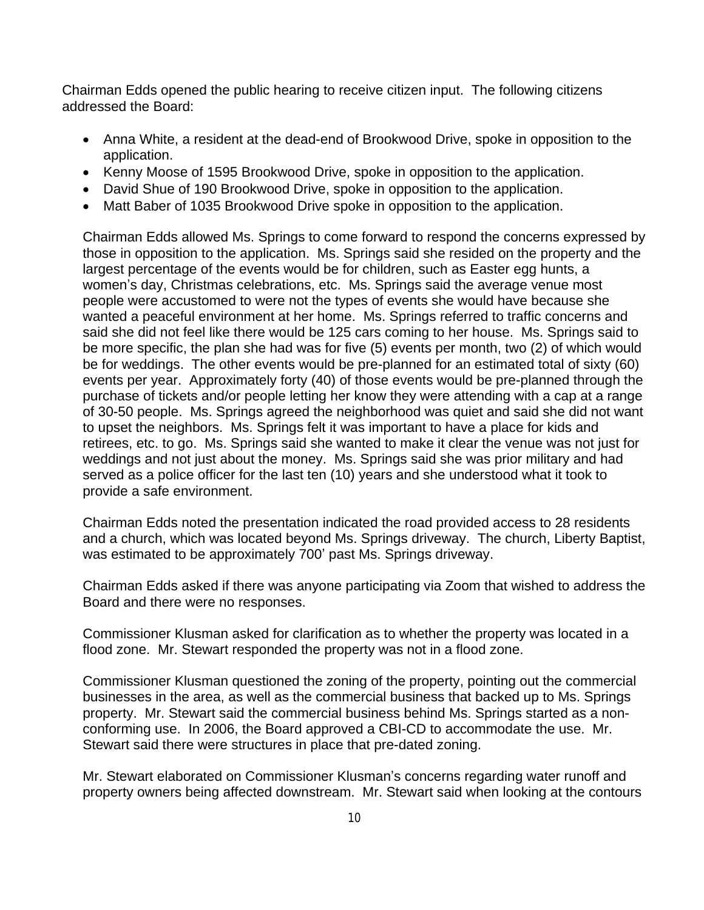Chairman Edds opened the public hearing to receive citizen input. The following citizens addressed the Board:

- Anna White, a resident at the dead-end of Brookwood Drive, spoke in opposition to the application.
- Kenny Moose of 1595 Brookwood Drive, spoke in opposition to the application.
- David Shue of 190 Brookwood Drive, spoke in opposition to the application.
- Matt Baber of 1035 Brookwood Drive spoke in opposition to the application.

Chairman Edds allowed Ms. Springs to come forward to respond the concerns expressed by those in opposition to the application. Ms. Springs said she resided on the property and the largest percentage of the events would be for children, such as Easter egg hunts, a women's day, Christmas celebrations, etc. Ms. Springs said the average venue most people were accustomed to were not the types of events she would have because she wanted a peaceful environment at her home. Ms. Springs referred to traffic concerns and said she did not feel like there would be 125 cars coming to her house. Ms. Springs said to be more specific, the plan she had was for five (5) events per month, two (2) of which would be for weddings. The other events would be pre-planned for an estimated total of sixty (60) events per year. Approximately forty (40) of those events would be pre-planned through the purchase of tickets and/or people letting her know they were attending with a cap at a range of 30-50 people. Ms. Springs agreed the neighborhood was quiet and said she did not want to upset the neighbors. Ms. Springs felt it was important to have a place for kids and retirees, etc. to go. Ms. Springs said she wanted to make it clear the venue was not just for weddings and not just about the money. Ms. Springs said she was prior military and had served as a police officer for the last ten (10) years and she understood what it took to provide a safe environment.

Chairman Edds noted the presentation indicated the road provided access to 28 residents and a church, which was located beyond Ms. Springs driveway. The church, Liberty Baptist, was estimated to be approximately 700' past Ms. Springs driveway.

Chairman Edds asked if there was anyone participating via Zoom that wished to address the Board and there were no responses.

Commissioner Klusman asked for clarification as to whether the property was located in a flood zone. Mr. Stewart responded the property was not in a flood zone.

Commissioner Klusman questioned the zoning of the property, pointing out the commercial businesses in the area, as well as the commercial business that backed up to Ms. Springs property. Mr. Stewart said the commercial business behind Ms. Springs started as a non-conforming use. In 2006, the Board approved a CBI-CD to accommodate the use. Mr. Stewart said there were structures in place that pre-dated zoning.

Mr. Stewart elaborated on Commissioner Klusman's concerns regarding water runoff and property owners being affected downstream. Mr. Stewart said when looking at the contours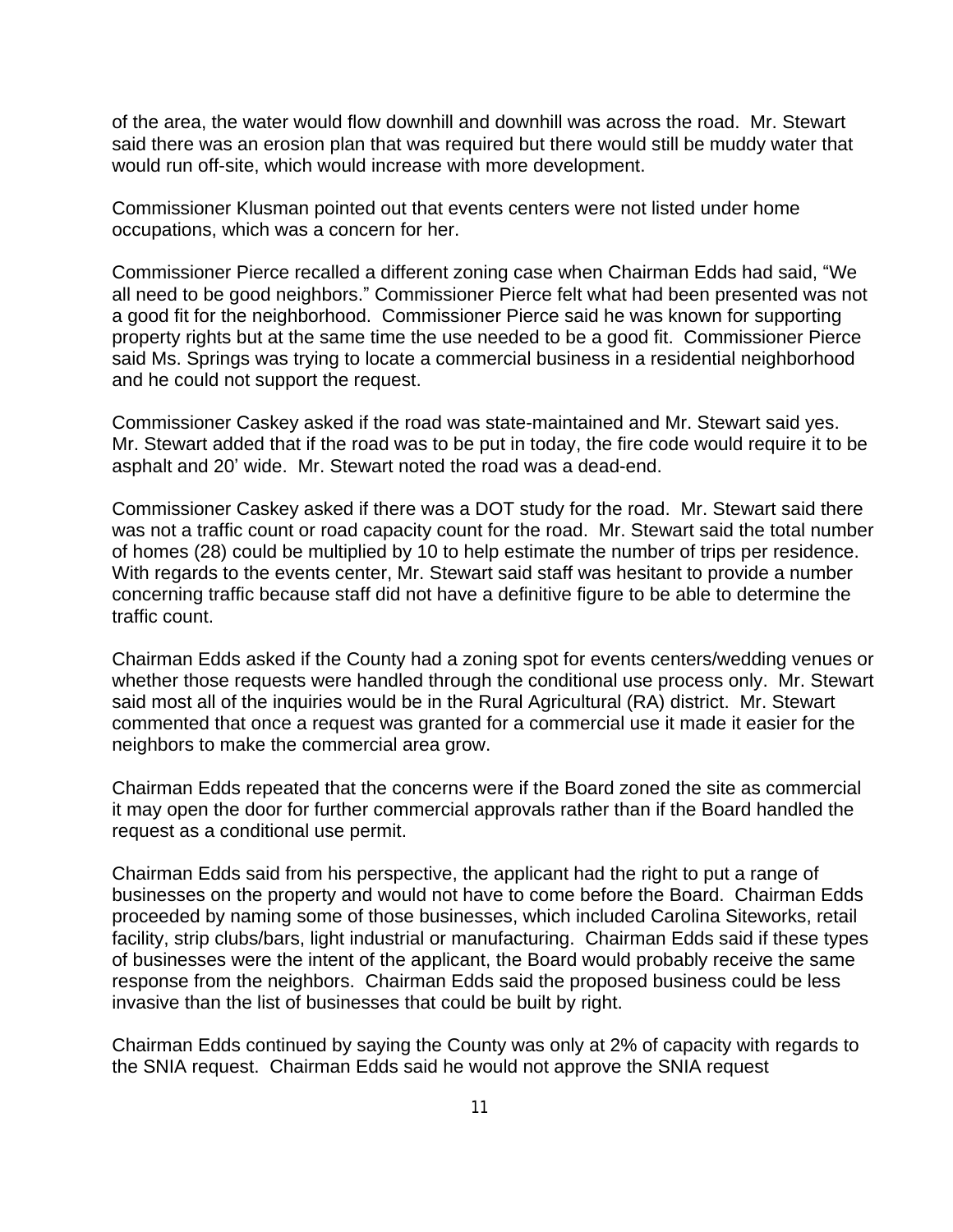of the area, the water would flow downhill and downhill was across the road. Mr. Stewart said there was an erosion plan that was required but there would still be muddy water that would run off-site, which would increase with more development.

Commissioner Klusman pointed out that events centers were not listed under home occupations, which was a concern for her.

Commissioner Pierce recalled a different zoning case when Chairman Edds had said, "We all need to be good neighbors." Commissioner Pierce felt what had been presented was not a good fit for the neighborhood. Commissioner Pierce said he was known for supporting property rights but at the same time the use needed to be a good fit. Commissioner Pierce said Ms. Springs was trying to locate a commercial business in a residential neighborhood and he could not support the request.

Commissioner Caskey asked if the road was state-maintained and Mr. Stewart said yes. Mr. Stewart added that if the road was to be put in today, the fire code would require it to be asphalt and 20' wide. Mr. Stewart noted the road was a dead-end.

Commissioner Caskey asked if there was a DOT study for the road. Mr. Stewart said there was not a traffic count or road capacity count for the road. Mr. Stewart said the total number of homes (28) could be multiplied by 10 to help estimate the number of trips per residence. With regards to the events center, Mr. Stewart said staff was hesitant to provide a number concerning traffic because staff did not have a definitive figure to be able to determine the traffic count.

Chairman Edds asked if the County had a zoning spot for events centers/wedding venues or whether those requests were handled through the conditional use process only. Mr. Stewart said most all of the inquiries would be in the Rural Agricultural (RA) district. Mr. Stewart commented that once a request was granted for a commercial use it made it easier for the neighbors to make the commercial area grow.

Chairman Edds repeated that the concerns were if the Board zoned the site as commercial it may open the door for further commercial approvals rather than if the Board handled the request as a conditional use permit.

Chairman Edds said from his perspective, the applicant had the right to put a range of businesses on the property and would not have to come before the Board. Chairman Edds proceeded by naming some of those businesses, which included Carolina Siteworks, retail facility, strip clubs/bars, light industrial or manufacturing. Chairman Edds said if these types of businesses were the intent of the applicant, the Board would probably receive the same response from the neighbors. Chairman Edds said the proposed business could be less invasive than the list of businesses that could be built by right.

Chairman Edds continued by saying the County was only at 2% of capacity with regards to the SNIA request. Chairman Edds said he would not approve the SNIA request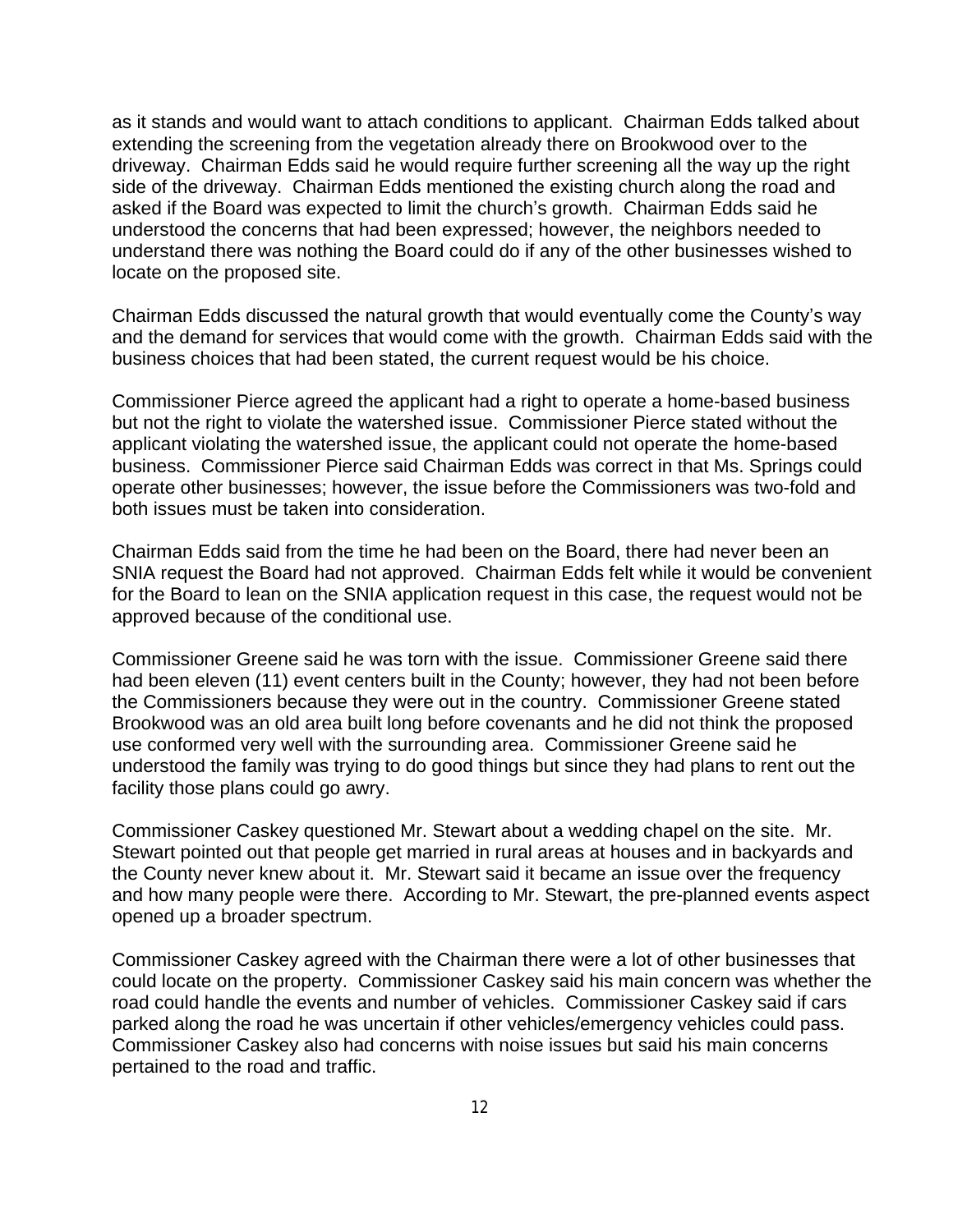as it stands and would want to attach conditions to applicant. Chairman Edds talked about extending the screening from the vegetation already there on Brookwood over to the driveway. Chairman Edds said he would require further screening all the way up the right side of the driveway. Chairman Edds mentioned the existing church along the road and asked if the Board was expected to limit the church's growth. Chairman Edds said he understood the concerns that had been expressed; however, the neighbors needed to understand there was nothing the Board could do if any of the other businesses wished to locate on the proposed site.

Chairman Edds discussed the natural growth that would eventually come the County's way and the demand for services that would come with the growth. Chairman Edds said with the business choices that had been stated, the current request would be his choice.

Commissioner Pierce agreed the applicant had a right to operate a home-based business but not the right to violate the watershed issue. Commissioner Pierce stated without the applicant violating the watershed issue, the applicant could not operate the home-based business. Commissioner Pierce said Chairman Edds was correct in that Ms. Springs could operate other businesses; however, the issue before the Commissioners was two-fold and both issues must be taken into consideration.

Chairman Edds said from the time he had been on the Board, there had never been an SNIA request the Board had not approved. Chairman Edds felt while it would be convenient for the Board to lean on the SNIA application request in this case, the request would not be approved because of the conditional use.

Commissioner Greene said he was torn with the issue. Commissioner Greene said there had been eleven (11) event centers built in the County; however, they had not been before the Commissioners because they were out in the country. Commissioner Greene stated Brookwood was an old area built long before covenants and he did not think the proposed use conformed very well with the surrounding area. Commissioner Greene said he understood the family was trying to do good things but since they had plans to rent out the facility those plans could go awry.

Commissioner Caskey questioned Mr. Stewart about a wedding chapel on the site. Mr. Stewart pointed out that people get married in rural areas at houses and in backyards and the County never knew about it. Mr. Stewart said it became an issue over the frequency and how many people were there. According to Mr. Stewart, the pre-planned events aspect opened up a broader spectrum.

Commissioner Caskey agreed with the Chairman there were a lot of other businesses that could locate on the property. Commissioner Caskey said his main concern was whether the road could handle the events and number of vehicles. Commissioner Caskey said if cars parked along the road he was uncertain if other vehicles/emergency vehicles could pass. Commissioner Caskey also had concerns with noise issues but said his main concerns pertained to the road and traffic.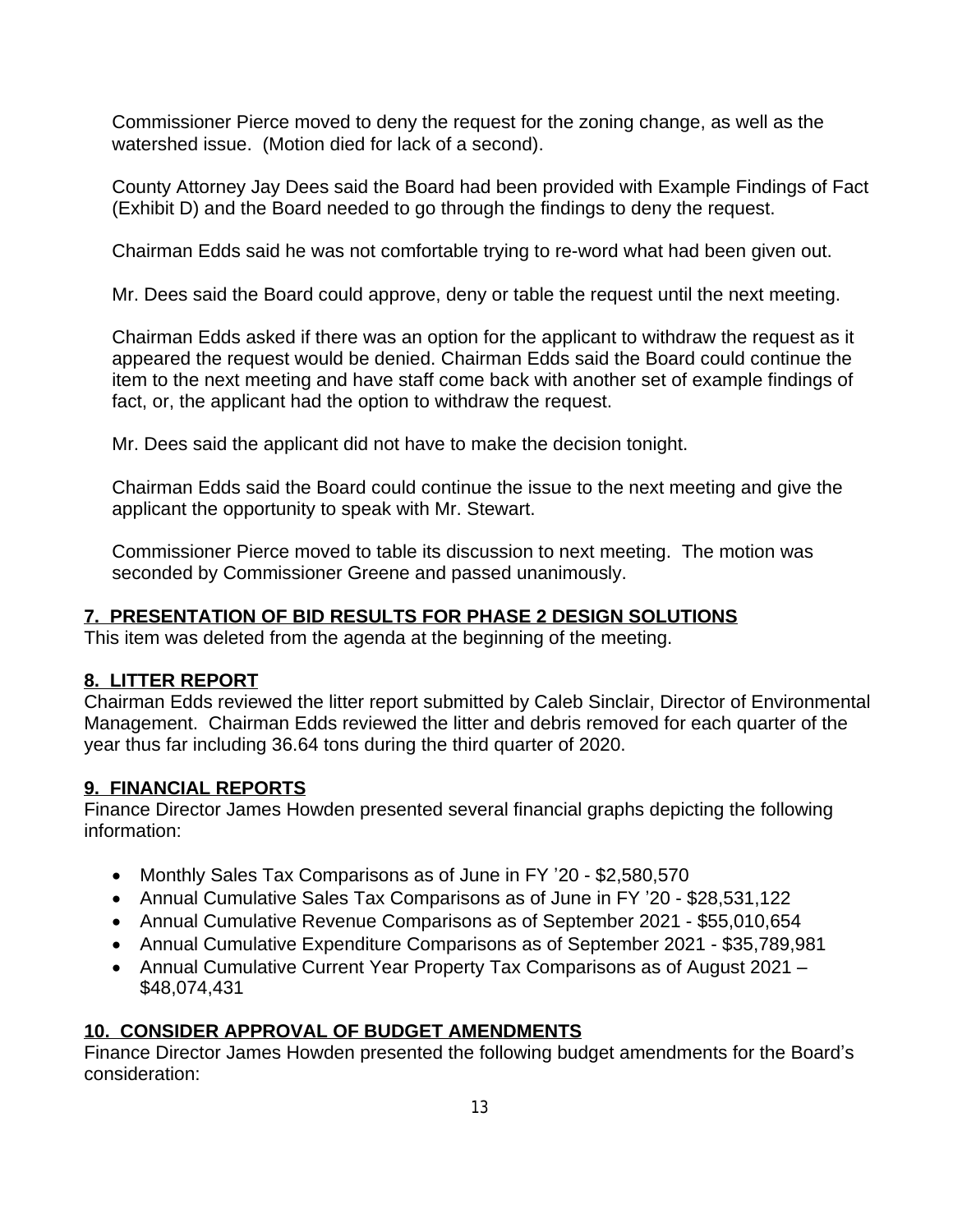Commissioner Pierce moved to deny the request for the zoning change, as well as the watershed issue. (Motion died for lack of a second).

County Attorney Jay Dees said the Board had been provided with Example Findings of Fact (Exhibit D) and the Board needed to go through the findings to deny the request.

Chairman Edds said he was not comfortable trying to re-word what had been given out.

Mr. Dees said the Board could approve, deny or table the request until the next meeting.

Chairman Edds asked if there was an option for the applicant to withdraw the request as it appeared the request would be denied. Chairman Edds said the Board could continue the item to the next meeting and have staff come back with another set of example findings of fact, or, the applicant had the option to withdraw the request.

Mr. Dees said the applicant did not have to make the decision tonight.

Chairman Edds said the Board could continue the issue to the next meeting and give the applicant the opportunity to speak with Mr. Stewart.

Commissioner Pierce moved to table its discussion to next meeting. The motion was seconded by Commissioner Greene and passed unanimously.

## 7. PRESENTATION OF BID RESULTS FOR PHASE 2 DESIGN SOLUTIONS

This item was deleted from the agenda at the beginning of the meeting.

## 8. LITTER REPORT

Chairman Edds reviewed the litter report submitted by Caleb Sinclair, Director of Environmental Management. Chairman Edds reviewed the litter and debris removed for each quarter of the year thus far including 36.64 tons during the third quarter of 2020.

## 9. FINANCIAL REPORTS

Finance Director James Howden presented several financial graphs depicting the following information:

- Monthly Sales Tax Comparisons as of June in FY '20 - $2,580,570
- Annual Cumulative Sales Tax Comparisons as of June in FY '20 - $28,531,122
- Annual Cumulative Revenue Comparisons as of September 2021 - $55,010,654
- Annual Cumulative Expenditure Comparisons as of September 2021 - $35,789,981
- Annual Cumulative Current Year Property Tax Comparisons as of August 2021 – $48,074,431

## 10. CONSIDER APPROVAL OF BUDGET AMENDMENTS

Finance Director James Howden presented the following budget amendments for the Board's consideration: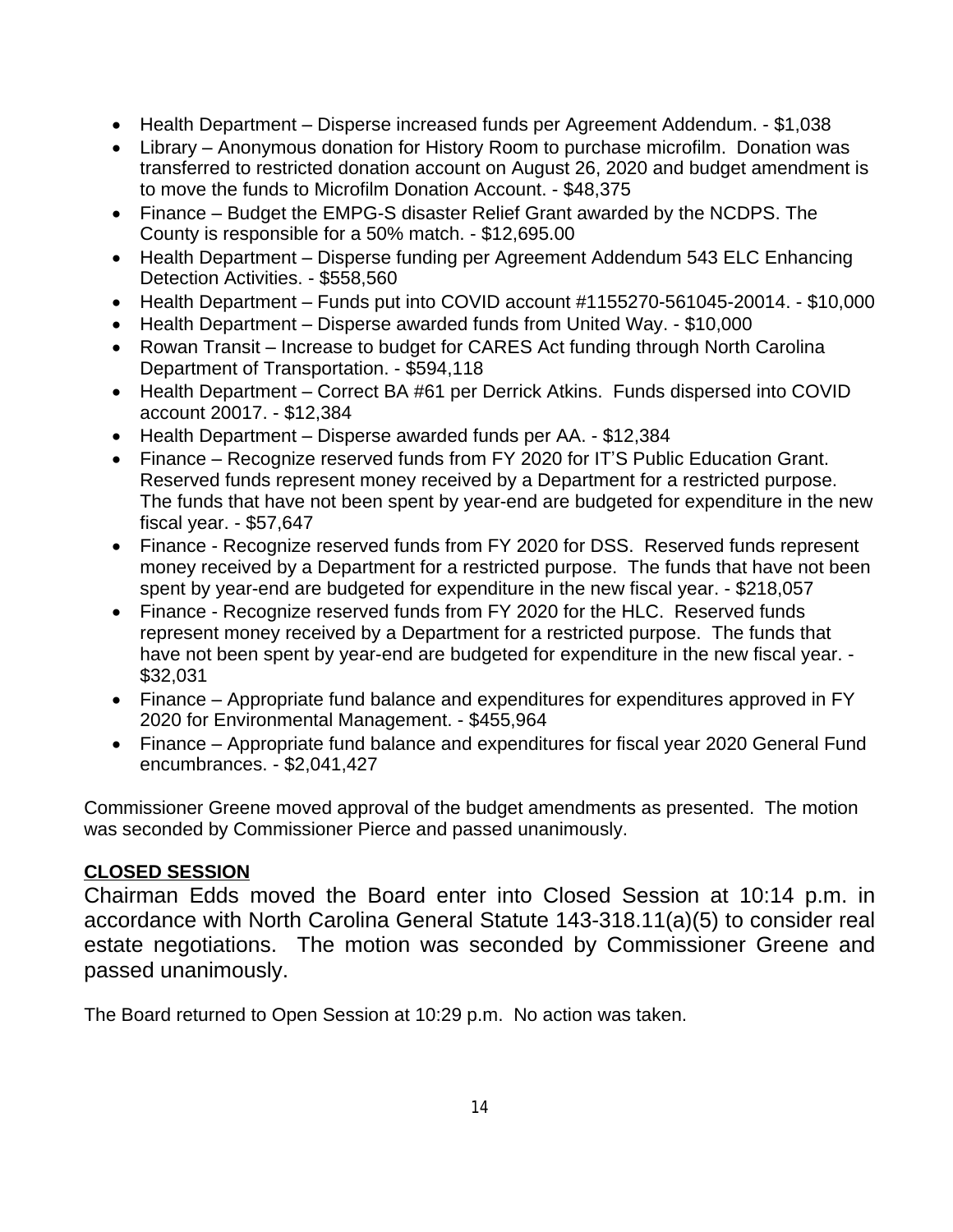- Health Department – Disperse increased funds per Agreement Addendum. - $1,038
- Library – Anonymous donation for History Room to purchase microfilm. Donation was transferred to restricted donation account on August 26, 2020 and budget amendment is to move the funds to Microfilm Donation Account. - $48,375
- Finance – Budget the EMPG-S disaster Relief Grant awarded by the NCDPS. The County is responsible for a 50% match. - $12,695.00
- Health Department – Disperse funding per Agreement Addendum 543 ELC Enhancing Detection Activities. - $558,560
- Health Department – Funds put into COVID account #1155270-561045-20014. - $10,000
- Health Department – Disperse awarded funds from United Way. - $10,000
- Rowan Transit – Increase to budget for CARES Act funding through North Carolina Department of Transportation. - $594,118
- Health Department – Correct BA #61 per Derrick Atkins. Funds dispersed into COVID account 20017. - $12,384
- Health Department – Disperse awarded funds per AA. - $12,384
- Finance – Recognize reserved funds from FY 2020 for IT'S Public Education Grant. Reserved funds represent money received by a Department for a restricted purpose. The funds that have not been spent by year-end are budgeted for expenditure in the new fiscal year. - $57,647
- Finance - Recognize reserved funds from FY 2020 for DSS. Reserved funds represent money received by a Department for a restricted purpose. The funds that have not been spent by year-end are budgeted for expenditure in the new fiscal year. - $218,057
- Finance - Recognize reserved funds from FY 2020 for the HLC. Reserved funds represent money received by a Department for a restricted purpose. The funds that have not been spent by year-end are budgeted for expenditure in the new fiscal year. - $32,031
- Finance – Appropriate fund balance and expenditures for expenditures approved in FY 2020 for Environmental Management. - $455,964
- Finance – Appropriate fund balance and expenditures for fiscal year 2020 General Fund encumbrances. - $2,041,427

Commissioner Greene moved approval of the budget amendments as presented. The motion was seconded by Commissioner Pierce and passed unanimously.

**CLOSED SESSION**

Chairman Edds moved the Board enter into Closed Session at 10:14 p.m. in accordance with North Carolina General Statute 143-318.11(a)(5) to consider real estate negotiations. The motion was seconded by Commissioner Greene and passed unanimously.

The Board returned to Open Session at 10:29 p.m. No action was taken.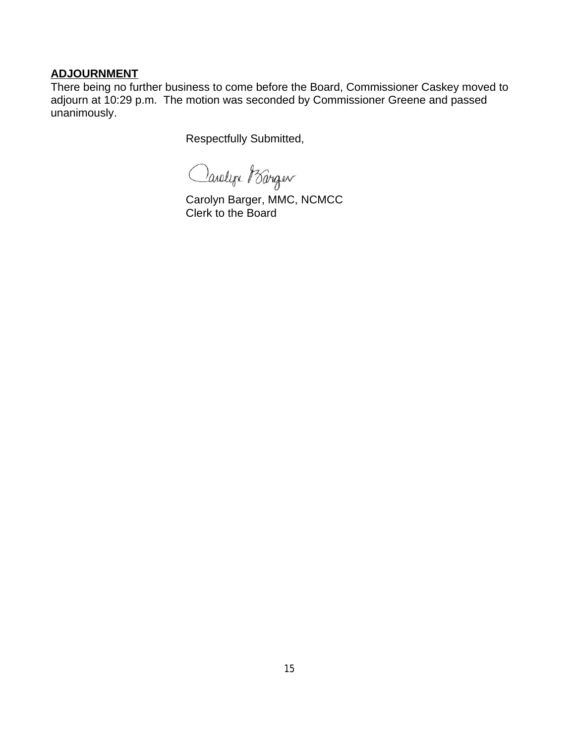**ADJOURNMENT**

There being no further business to come before the Board, Commissioner Caskey moved to adjourn at 10:29 p.m. The motion was seconded by Commissioner Greene and passed unanimously.

Respectfully Submitted,

Carolyn Barger, MMC, NCMCC
Clerk to the Board